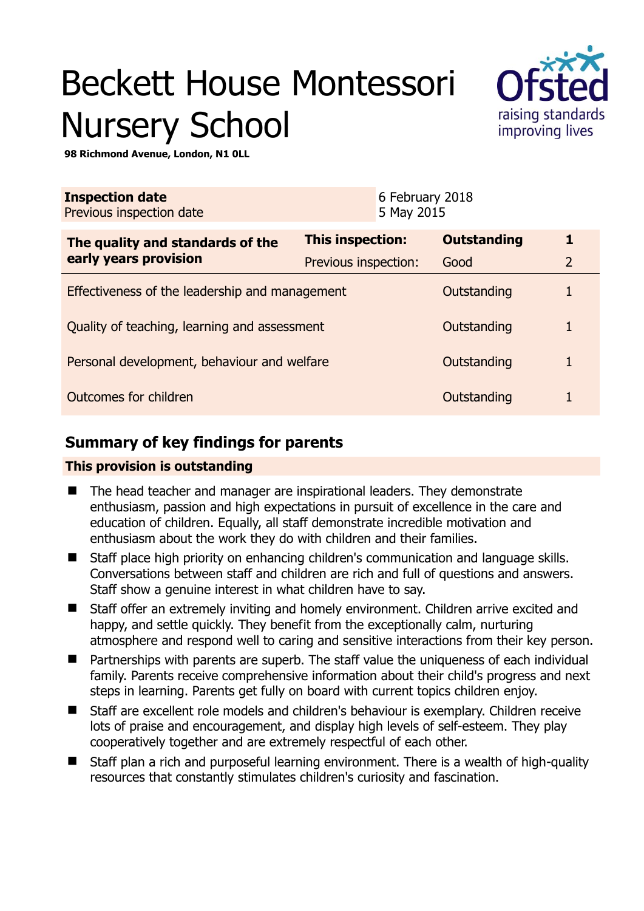# Beckett House Montessori Nursery School

**98 Richmond Avenue, London, N1 0LL**

| **Inspection date** | 6 February 2018 |
|---|---|
| Previous inspection date | 5 May 2015 |

| **The quality and standards of the early years provision** | **This inspection:** | **Outstanding** | **1** |
|---|---|---|---|
| | Previous inspection: | Good | 2 |
| Effectiveness of the leadership and management | | Outstanding | 1 |
| Quality of teaching, learning and assessment | | Outstanding | 1 |
| Personal development, behaviour and welfare | | Outstanding | 1 |
| Outcomes for children | | Outstanding | 1 |

## Summary of key findings for parents

**This provision is outstanding**

- The head teacher and manager are inspirational leaders. They demonstrate enthusiasm, passion and high expectations in pursuit of excellence in the care and education of children. Equally, all staff demonstrate incredible motivation and enthusiasm about the work they do with children and their families.
- Staff place high priority on enhancing children's communication and language skills. Conversations between staff and children are rich and full of questions and answers. Staff show a genuine interest in what children have to say.
- Staff offer an extremely inviting and homely environment. Children arrive excited and happy, and settle quickly. They benefit from the exceptionally calm, nurturing atmosphere and respond well to caring and sensitive interactions from their key person.
- Partnerships with parents are superb. The staff value the uniqueness of each individual family. Parents receive comprehensive information about their child's progress and next steps in learning. Parents get fully on board with current topics children enjoy.
- Staff are excellent role models and children's behaviour is exemplary. Children receive lots of praise and encouragement, and display high levels of self-esteem. They play cooperatively together and are extremely respectful of each other.
- Staff plan a rich and purposeful learning environment. There is a wealth of high-quality resources that constantly stimulates children's curiosity and fascination.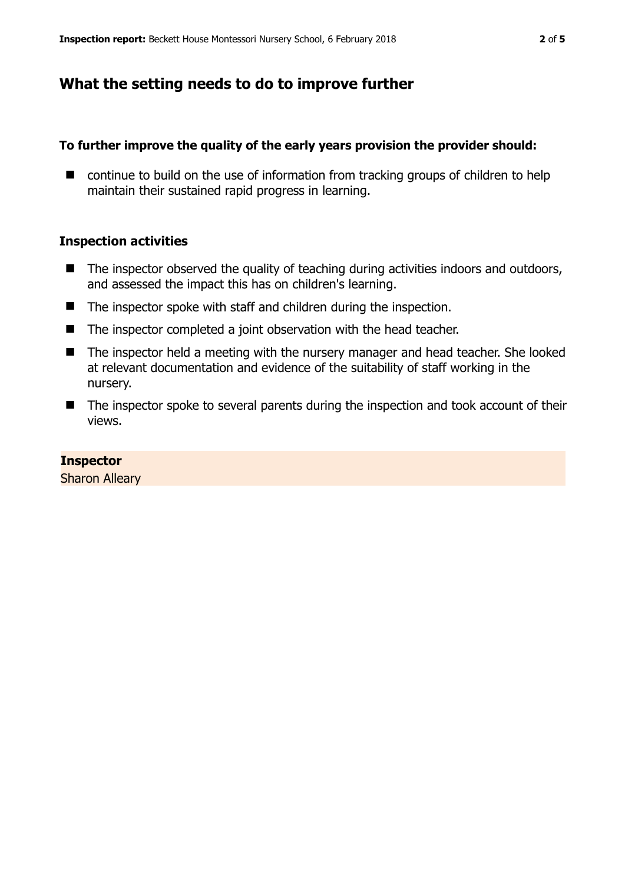## What the setting needs to do to improve further

### To further improve the quality of the early years provision the provider should:

- continue to build on the use of information from tracking groups of children to help maintain their sustained rapid progress in learning.

### Inspection activities

- The inspector observed the quality of teaching during activities indoors and outdoors, and assessed the impact this has on children's learning.
- The inspector spoke with staff and children during the inspection.
- The inspector completed a joint observation with the head teacher.
- The inspector held a meeting with the nursery manager and head teacher. She looked at relevant documentation and evidence of the suitability of staff working in the nursery.
- The inspector spoke to several parents during the inspection and took account of their views.

**Inspector**
Sharon Alleary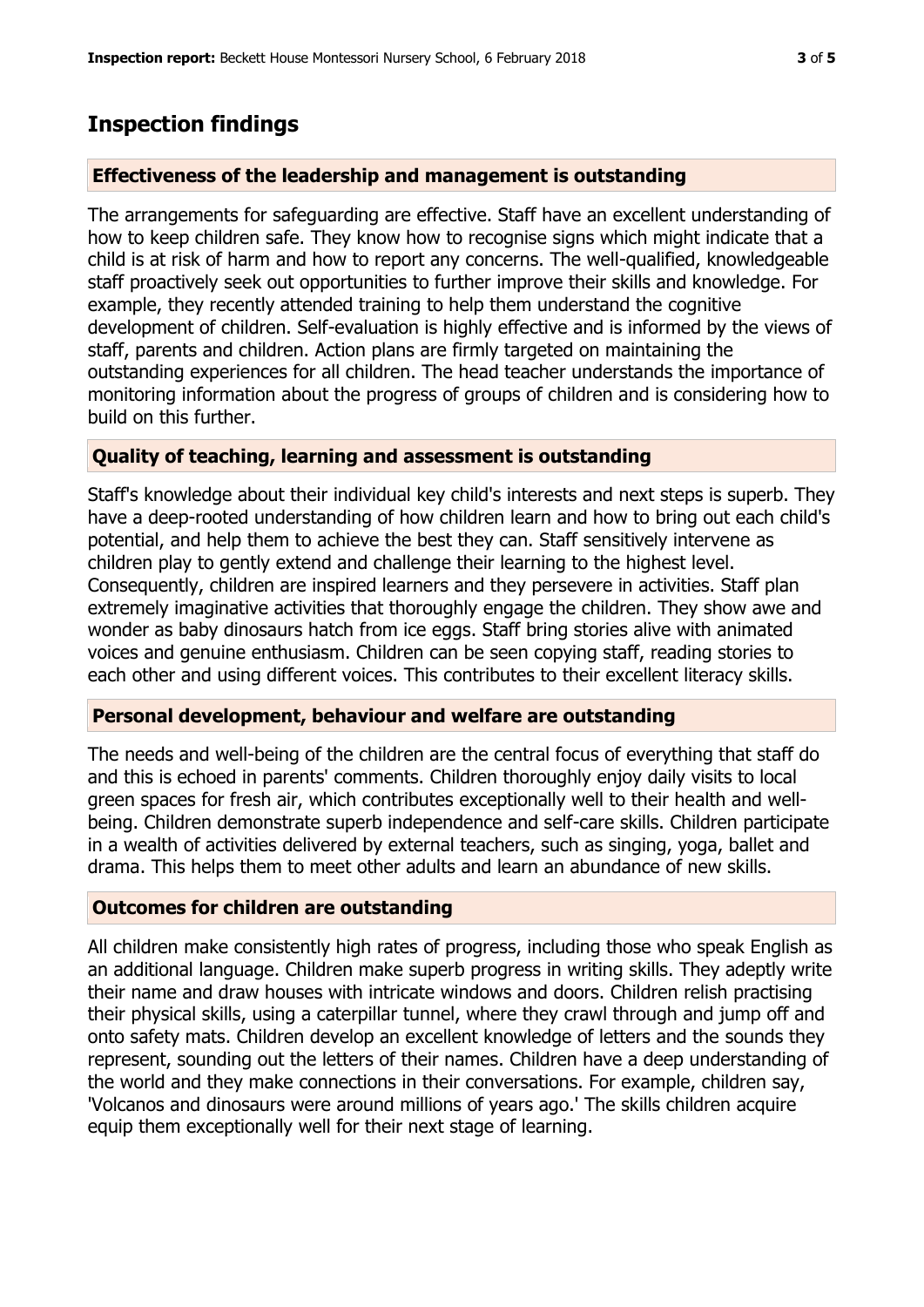## Inspection findings

### Effectiveness of the leadership and management is outstanding

The arrangements for safeguarding are effective. Staff have an excellent understanding of how to keep children safe. They know how to recognise signs which might indicate that a child is at risk of harm and how to report any concerns. The well-qualified, knowledgeable staff proactively seek out opportunities to further improve their skills and knowledge. For example, they recently attended training to help them understand the cognitive development of children. Self-evaluation is highly effective and is informed by the views of staff, parents and children. Action plans are firmly targeted on maintaining the outstanding experiences for all children. The head teacher understands the importance of monitoring information about the progress of groups of children and is considering how to build on this further.

### Quality of teaching, learning and assessment is outstanding

Staff's knowledge about their individual key child's interests and next steps is superb. They have a deep-rooted understanding of how children learn and how to bring out each child's potential, and help them to achieve the best they can. Staff sensitively intervene as children play to gently extend and challenge their learning to the highest level. Consequently, children are inspired learners and they persevere in activities. Staff plan extremely imaginative activities that thoroughly engage the children. They show awe and wonder as baby dinosaurs hatch from ice eggs. Staff bring stories alive with animated voices and genuine enthusiasm. Children can be seen copying staff, reading stories to each other and using different voices. This contributes to their excellent literacy skills.

### Personal development, behaviour and welfare are outstanding

The needs and well-being of the children are the central focus of everything that staff do and this is echoed in parents' comments. Children thoroughly enjoy daily visits to local green spaces for fresh air, which contributes exceptionally well to their health and well-being. Children demonstrate superb independence and self-care skills. Children participate in a wealth of activities delivered by external teachers, such as singing, yoga, ballet and drama. This helps them to meet other adults and learn an abundance of new skills.

### Outcomes for children are outstanding

All children make consistently high rates of progress, including those who speak English as an additional language. Children make superb progress in writing skills. They adeptly write their name and draw houses with intricate windows and doors. Children relish practising their physical skills, using a caterpillar tunnel, where they crawl through and jump off and onto safety mats. Children develop an excellent knowledge of letters and the sounds they represent, sounding out the letters of their names. Children have a deep understanding of the world and they make connections in their conversations. For example, children say, 'Volcanos and dinosaurs were around millions of years ago.' The skills children acquire equip them exceptionally well for their next stage of learning.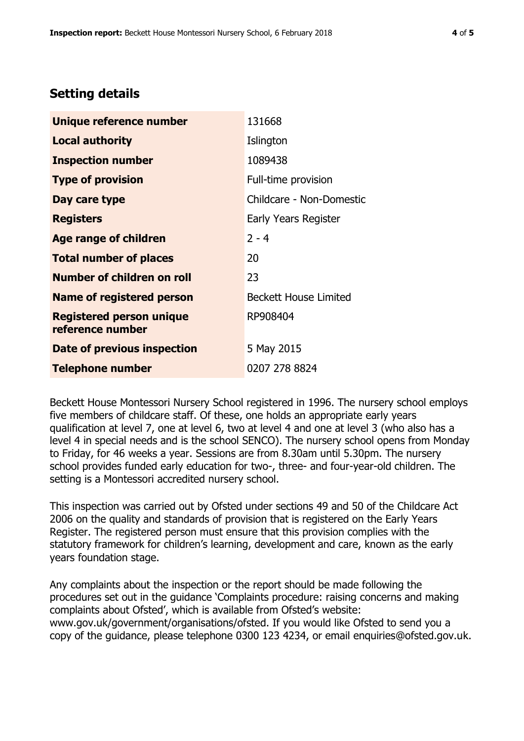## Setting details

| | |
|---|---|
| **Unique reference number** | 131668 |
| **Local authority** | Islington |
| **Inspection number** | 1089438 |
| **Type of provision** | Full-time provision |
| **Day care type** | Childcare - Non-Domestic |
| **Registers** | Early Years Register |
| **Age range of children** | 2 - 4 |
| **Total number of places** | 20 |
| **Number of children on roll** | 23 |
| **Name of registered person** | Beckett House Limited |
| **Registered person unique reference number** | RP908404 |
| **Date of previous inspection** | 5 May 2015 |
| **Telephone number** | 0207 278 8824 |

Beckett House Montessori Nursery School registered in 1996. The nursery school employs five members of childcare staff. Of these, one holds an appropriate early years qualification at level 7, one at level 6, two at level 4 and one at level 3 (who also has a level 4 in special needs and is the school SENCO). The nursery school opens from Monday to Friday, for 46 weeks a year. Sessions are from 8.30am until 5.30pm. The nursery school provides funded early education for two-, three- and four-year-old children. The setting is a Montessori accredited nursery school.

This inspection was carried out by Ofsted under sections 49 and 50 of the Childcare Act 2006 on the quality and standards of provision that is registered on the Early Years Register. The registered person must ensure that this provision complies with the statutory framework for children's learning, development and care, known as the early years foundation stage.

Any complaints about the inspection or the report should be made following the procedures set out in the guidance 'Complaints procedure: raising concerns and making complaints about Ofsted', which is available from Ofsted's website: www.gov.uk/government/organisations/ofsted. If you would like Ofsted to send you a copy of the guidance, please telephone 0300 123 4234, or email enquiries@ofsted.gov.uk.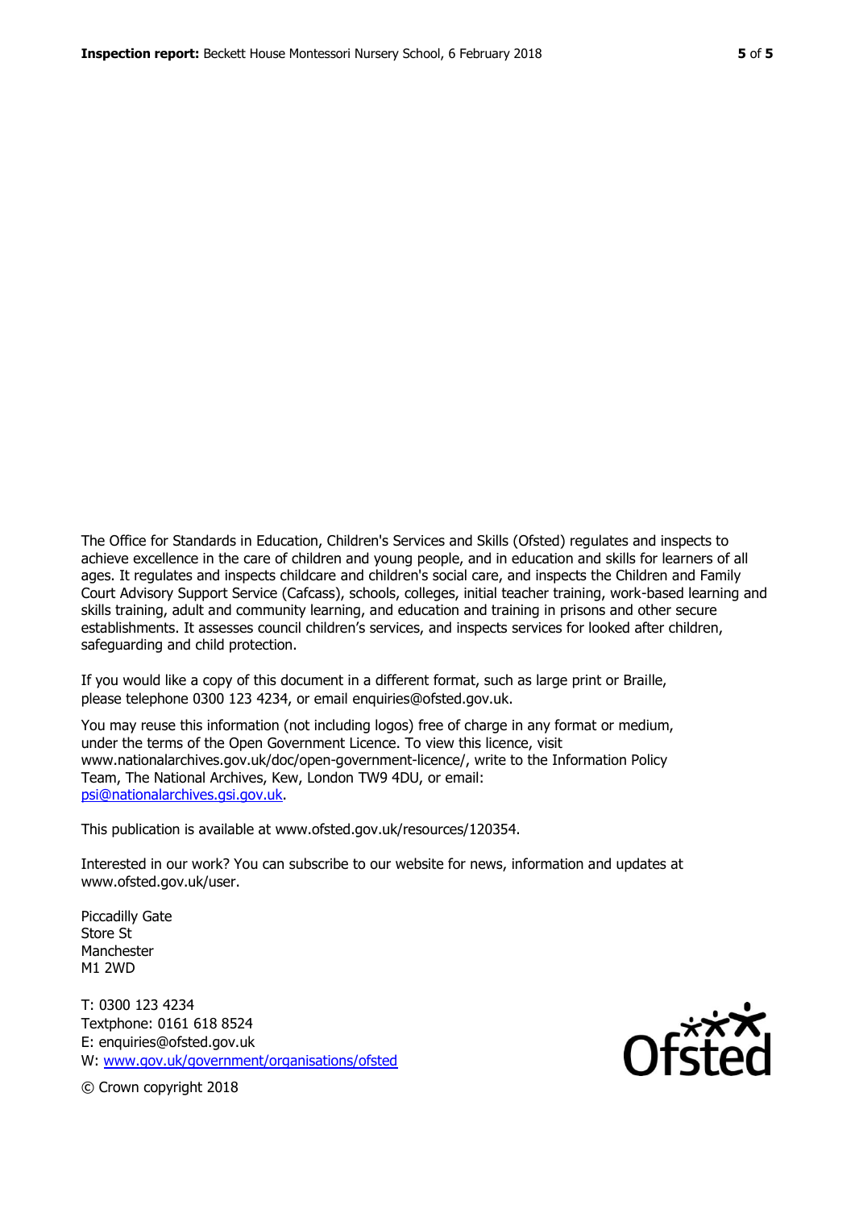The Office for Standards in Education, Children's Services and Skills (Ofsted) regulates and inspects to achieve excellence in the care of children and young people, and in education and skills for learners of all ages. It regulates and inspects childcare and children's social care, and inspects the Children and Family Court Advisory Support Service (Cafcass), schools, colleges, initial teacher training, work-based learning and skills training, adult and community learning, and education and training in prisons and other secure establishments. It assesses council children's services, and inspects services for looked after children, safeguarding and child protection.

If you would like a copy of this document in a different format, such as large print or Braille, please telephone 0300 123 4234, or email enquiries@ofsted.gov.uk.

You may reuse this information (not including logos) free of charge in any format or medium, under the terms of the Open Government Licence. To view this licence, visit www.nationalarchives.gov.uk/doc/open-government-licence/, write to the Information Policy Team, The National Archives, Kew, London TW9 4DU, or email: psi@nationalarchives.gsi.gov.uk.

This publication is available at www.ofsted.gov.uk/resources/120354.

Interested in our work? You can subscribe to our website for news, information and updates at www.ofsted.gov.uk/user.

Piccadilly Gate
Store St
Manchester
M1 2WD

T: 0300 123 4234
Textphone: 0161 618 8524
E: enquiries@ofsted.gov.uk
W: www.gov.uk/government/organisations/ofsted

© Crown copyright 2018